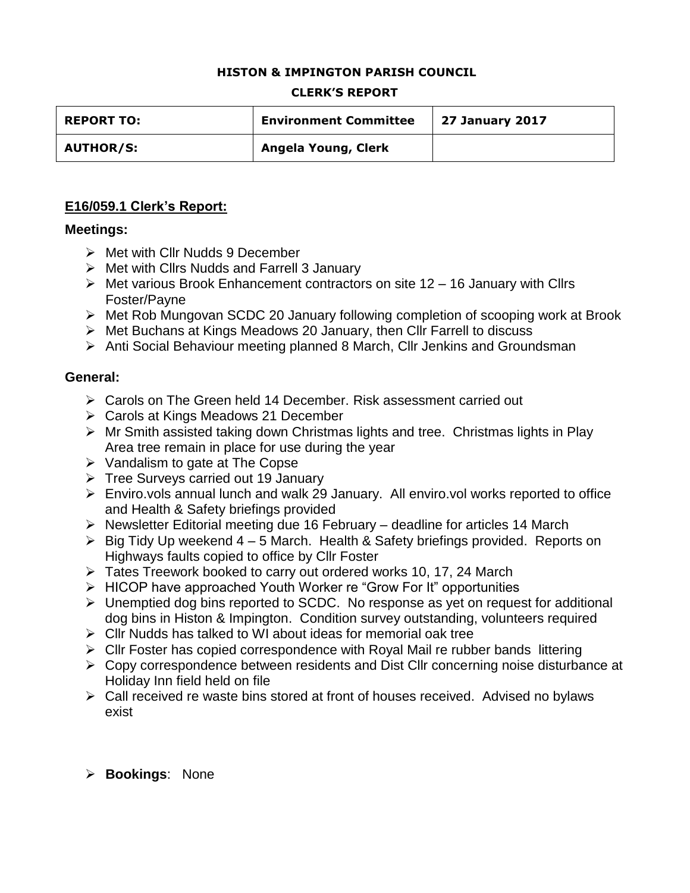**HISTON & IMPINGTON PARISH COUNCIL**

**CLERK'S REPORT**

| REPORT TO: | Environment Committee | 27 January 2017 |
|---|---|---|
| AUTHOR/S: | Angela Young, Clerk | |

## E16/059.1 Clerk's Report:

### Meetings:

- Met with Cllr Nudds 9 December
- Met with Cllrs Nudds and Farrell 3 January
- Met various Brook Enhancement contractors on site 12 – 16 January with Cllrs Foster/Payne
- Met Rob Mungovan SCDC 20 January following completion of scooping work at Brook
- Met Buchans at Kings Meadows 20 January, then Cllr Farrell to discuss
- Anti Social Behaviour meeting planned 8 March, Cllr Jenkins and Groundsman

### General:

- Carols on The Green held 14 December. Risk assessment carried out
- Carols at Kings Meadows 21 December
- Mr Smith assisted taking down Christmas lights and tree. Christmas lights in Play Area tree remain in place for use during the year
- Vandalism to gate at The Copse
- Tree Surveys carried out 19 January
- Enviro.vols annual lunch and walk 29 January. All enviro.vol works reported to office and Health & Safety briefings provided
- Newsletter Editorial meeting due 16 February – deadline for articles 14 March
- Big Tidy Up weekend 4 – 5 March. Health & Safety briefings provided. Reports on Highways faults copied to office by Cllr Foster
- Tates Treework booked to carry out ordered works 10, 17, 24 March
- HICOP have approached Youth Worker re "Grow For It" opportunities
- Unemptied dog bins reported to SCDC. No response as yet on request for additional dog bins in Histon & Impington. Condition survey outstanding, volunteers required
- Cllr Nudds has talked to WI about ideas for memorial oak tree
- Cllr Foster has copied correspondence with Royal Mail re rubber bands littering
- Copy correspondence between residents and Dist Cllr concerning noise disturbance at Holiday Inn field held on file
- Call received re waste bins stored at front of houses received. Advised no bylaws exist

- **Bookings**: None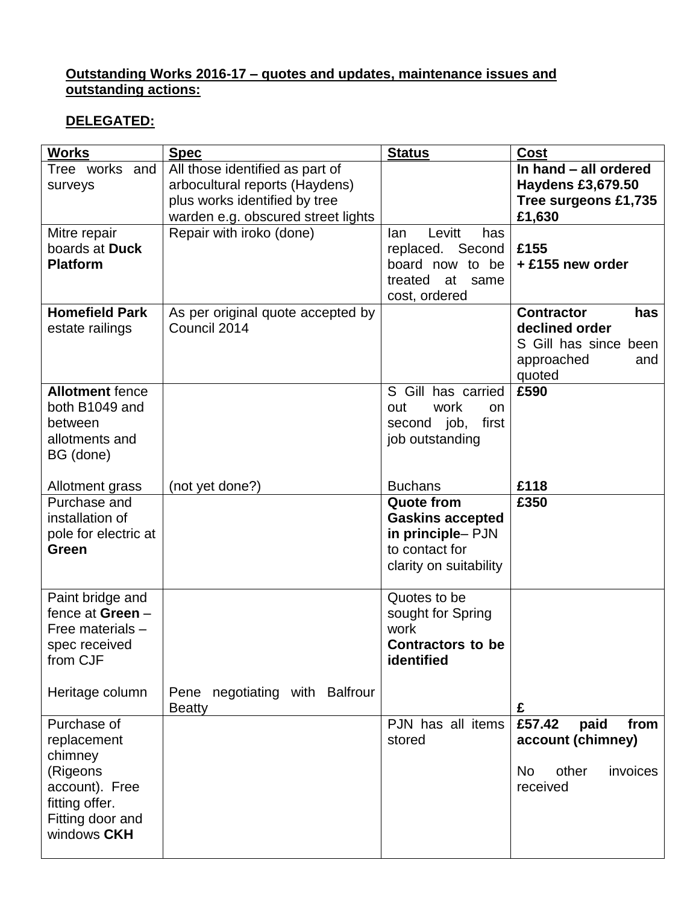**Outstanding Works 2016-17 – quotes and updates, maintenance issues and outstanding actions:**

**DELEGATED:**

| Works | Spec | Status | Cost |
|---|---|---|---|
| Tree works and surveys | All those identified as part of arbocultural reports (Haydens) plus works identified by tree warden e.g. obscured street lights | | **In hand – all ordered Haydens £3,679.50 Tree surgeons £1,735 £1,630** |
| Mitre repair boards at **Duck Platform** | Repair with iroko (done) | Ian Levitt has replaced. Second board now to be treated at same cost, ordered | **£155 + £155 new order** |
| **Homefield Park** estate railings | As per original quote accepted by Council 2014 | | **Contractor has declined order** S Gill has since been approached and quoted |
| **Allotment** fence both B1049 and between allotments and BG (done)<br><br>Allotment grass | <br><br><br><br>(not yet done?) | S Gill has carried out work on second job, first job outstanding<br><br>Buchans | **£590**<br><br><br><br>**£118** |
| Purchase and installation of pole for electric at **Green** | | **Quote from Gaskins accepted in principle**– PJN to contact for clarity on suitability | **£350** |
| Paint bridge and fence at **Green** – Free materials – spec received from CJF<br><br>Heritage column | <br><br><br><br>Pene negotiating with Balfrour Beatty | Quotes to be sought for Spring work **Contractors to be identified** | <br><br><br><br>**£** |
| Purchase of replacement chimney (Rigeons account). Free fitting offer. Fitting door and windows **CKH** | | PJN has all items stored | **£57.42 paid from account (chimney)**<br><br>No other invoices received |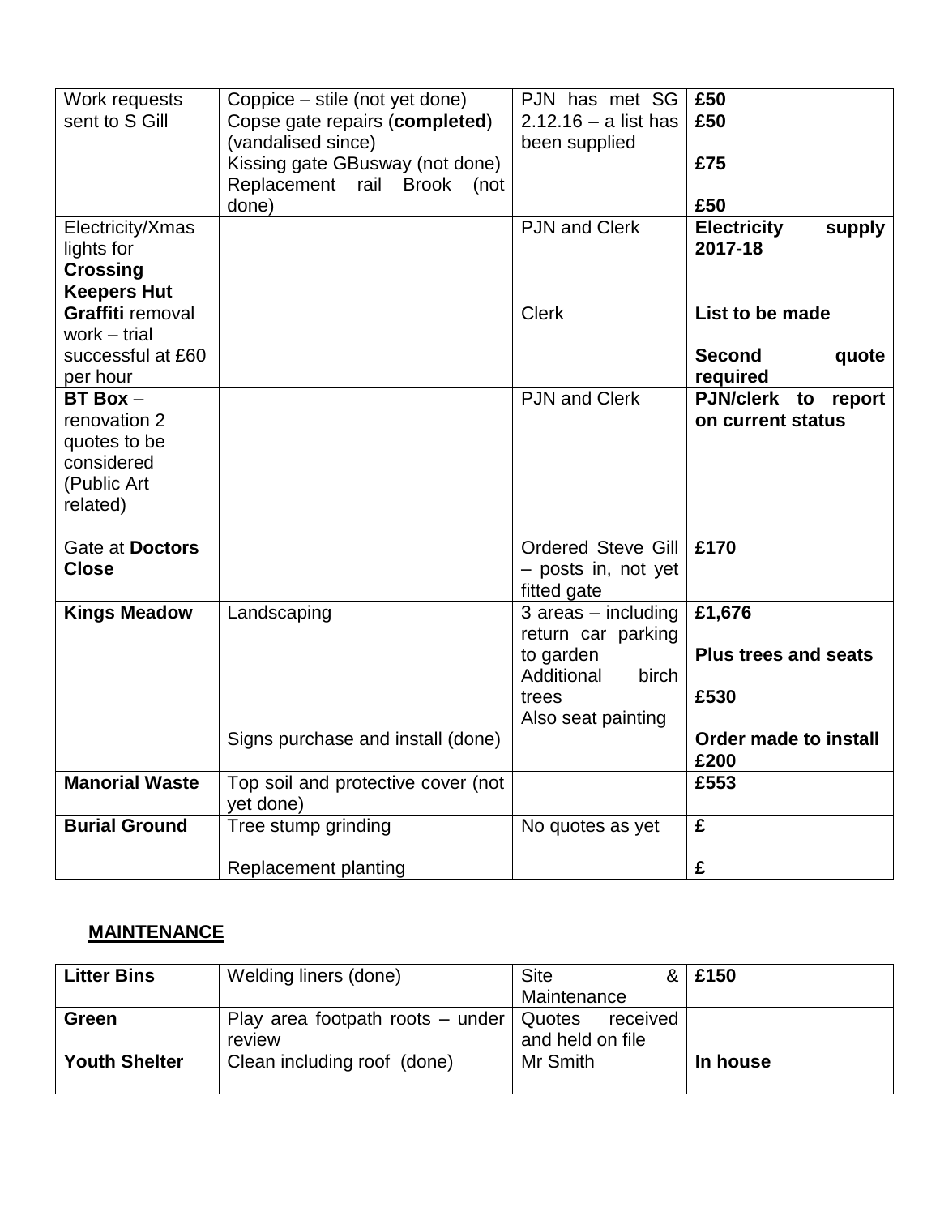| Work requests sent to S Gill | Coppice – stile (not yet done)<br>Copse gate repairs (**completed**) (vandalised since)<br>Kissing gate GBusway (not done)<br>Replacement rail Brook (not done) | PJN has met SG 2.12.16 – a list has been supplied | **£50**<br>**£50**<br><br>**£75**<br><br>**£50** |
|---|---|---|---|
| Electricity/Xmas lights for **Crossing Keepers Hut** | | PJN and Clerk | **Electricity supply 2017-18** |
| **Graffiti** removal work – trial successful at £60 per hour | | Clerk | **List to be made**<br><br>**Second quote required** |
| **BT Box** – renovation 2 quotes to be considered (Public Art related) | | PJN and Clerk | **PJN/clerk to report on current status** |
| Gate at **Doctors Close** | | Ordered Steve Gill – posts in, not yet fitted gate | **£170** |
| **Kings Meadow** | Landscaping<br><br><br><br><br>Signs purchase and install (done) | 3 areas – including return car parking to garden<br>Additional birch trees<br>Also seat painting | **£1,676**<br><br>**Plus trees and seats**<br><br>**£530**<br><br>**Order made to install £200** |
| **Manorial Waste** | Top soil and protective cover (not yet done) | | **£553** |
| **Burial Ground** | Tree stump grinding<br><br>Replacement planting | No quotes as yet | **£**<br><br>**£** |

## MAINTENANCE

| **Litter Bins** | Welding liners (done) | Site & Maintenance | **£150** |
|---|---|---|---|
| **Green** | Play area footpath roots – under review | Quotes received and held on file | |
| **Youth Shelter** | Clean including roof (done) | Mr Smith | **In house** |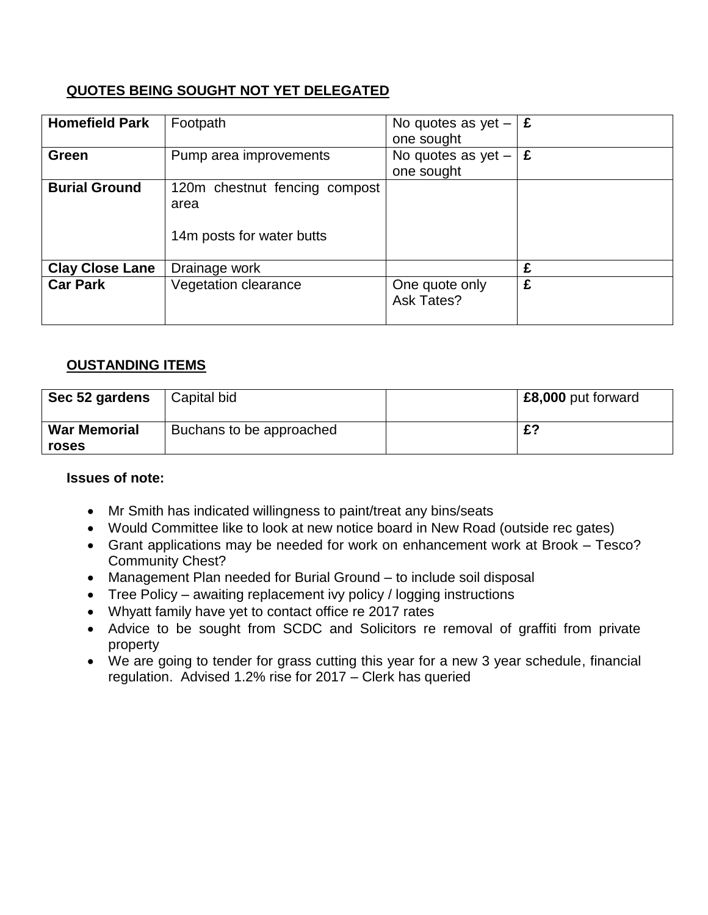**QUOTES BEING SOUGHT NOT YET DELEGATED**

| | | | |
|---|---|---|---|
| **Homefield Park** | Footpath | No quotes as yet – one sought | **£** |
| **Green** | Pump area improvements | No quotes as yet – one sought | **£** |
| **Burial Ground** | 120m chestnut fencing compost area<br><br>14m posts for water butts | | |
| **Clay Close Lane** | Drainage work | | **£** |
| **Car Park** | Vegetation clearance | One quote only<br>Ask Tates? | **£** |

**OUSTANDING ITEMS**

| | | | |
|---|---|---|---|
| **Sec 52 gardens** | Capital bid | | **£8,000** put forward |
| **War Memorial roses** | Buchans to be approached | | **£?** |

**Issues of note:**

- Mr Smith has indicated willingness to paint/treat any bins/seats
- Would Committee like to look at new notice board in New Road (outside rec gates)
- Grant applications may be needed for work on enhancement work at Brook – Tesco? Community Chest?
- Management Plan needed for Burial Ground – to include soil disposal
- Tree Policy – awaiting replacement ivy policy / logging instructions
- Whyatt family have yet to contact office re 2017 rates
- Advice to be sought from SCDC and Solicitors re removal of graffiti from private property
- We are going to tender for grass cutting this year for a new 3 year schedule, financial regulation. Advised 1.2% rise for 2017 – Clerk has queried